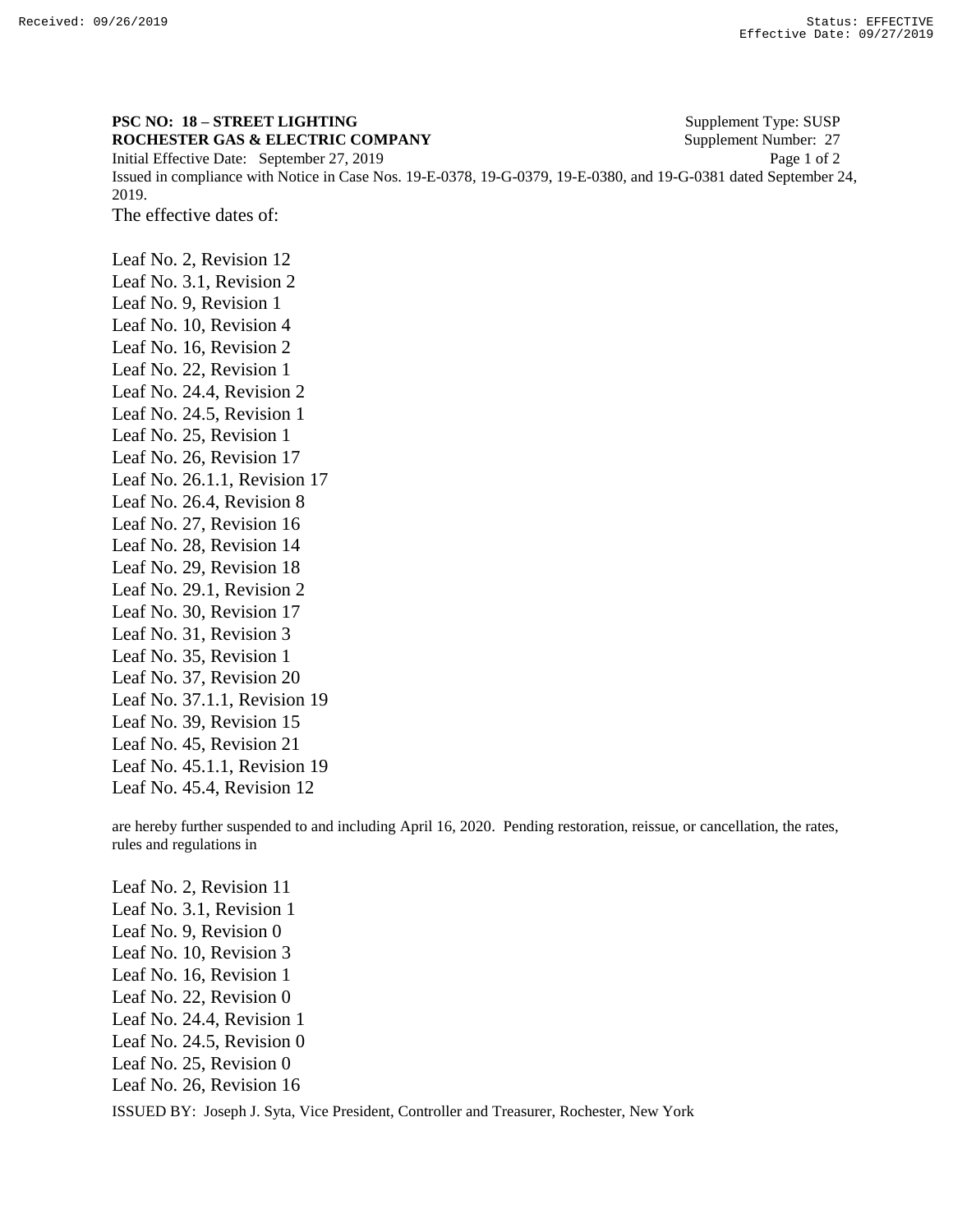**PSC NO: 18 – STREET LIGHTING** Supplement Type: SUSP
**ROCHESTER GAS & ELECTRIC COMPANY** Supplement Number: 27
Initial Effective Date: September 27, 2019

Issued in compliance with Notice in Case Nos. 19-E-0378, 19-G-0379, 19-E-0380, and 19-G-0381 dated September 24, 2019.

The effective dates of:

Leaf No. 2, Revision 12
Leaf No. 3.1, Revision 2
Leaf No. 9, Revision 1
Leaf No. 10, Revision 4
Leaf No. 16, Revision 2
Leaf No. 22, Revision 1
Leaf No. 24.4, Revision 2
Leaf No. 24.5, Revision 1
Leaf No. 25, Revision 1
Leaf No. 26, Revision 17
Leaf No. 26.1.1, Revision 17
Leaf No. 26.4, Revision 8
Leaf No. 27, Revision 16
Leaf No. 28, Revision 14
Leaf No. 29, Revision 18
Leaf No. 29.1, Revision 2
Leaf No. 30, Revision 17
Leaf No. 31, Revision 3
Leaf No. 35, Revision 1
Leaf No. 37, Revision 20
Leaf No. 37.1.1, Revision 19
Leaf No. 39, Revision 15
Leaf No. 45, Revision 21
Leaf No. 45.1.1, Revision 19
Leaf No. 45.4, Revision 12

are hereby further suspended to and including April 16, 2020. Pending restoration, reissue, or cancellation, the rates, rules and regulations in

Leaf No. 2, Revision 11
Leaf No. 3.1, Revision 1
Leaf No. 9, Revision 0
Leaf No. 10, Revision 3
Leaf No. 16, Revision 1
Leaf No. 22, Revision 0
Leaf No. 24.4, Revision 1
Leaf No. 24.5, Revision 0
Leaf No. 25, Revision 0
Leaf No. 26, Revision 16

ISSUED BY: Joseph J. Syta, Vice President, Controller and Treasurer, Rochester, New York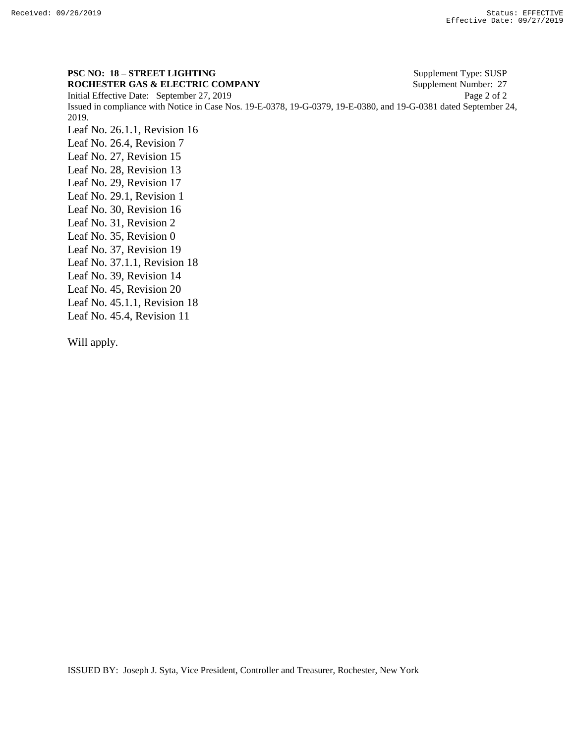**PSC NO: 18 – STREET LIGHTING** Supplement Type: SUSP
**ROCHESTER GAS & ELECTRIC COMPANY** Supplement Number: 27
Initial Effective Date: September 27, 2019
Issued in compliance with Notice in Case Nos. 19-E-0378, 19-G-0379, 19-E-0380, and 19-G-0381 dated September 24, 2019.

Leaf No. 26.1.1, Revision 16
Leaf No. 26.4, Revision 7
Leaf No. 27, Revision 15
Leaf No. 28, Revision 13
Leaf No. 29, Revision 17
Leaf No. 29.1, Revision 1
Leaf No. 30, Revision 16
Leaf No. 31, Revision 2
Leaf No. 35, Revision 0
Leaf No. 37, Revision 19
Leaf No. 37.1.1, Revision 18
Leaf No. 39, Revision 14
Leaf No. 45, Revision 20
Leaf No. 45.1.1, Revision 18
Leaf No. 45.4, Revision 11

Will apply.

ISSUED BY: Joseph J. Syta, Vice President, Controller and Treasurer, Rochester, New York